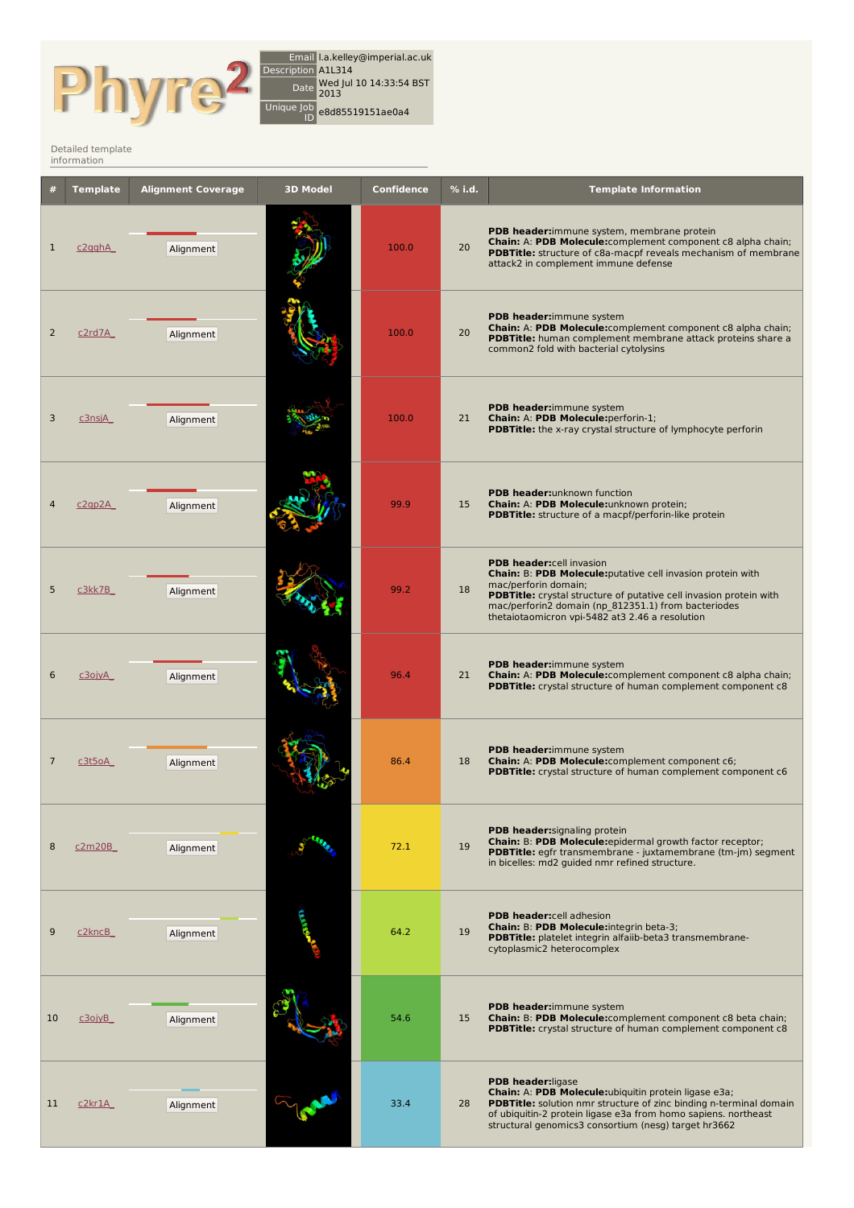Phyre2

| | |
|---|---|
| Email | l.a.kelley@imperial.ac.uk |
| Description | A1L314 |
| Date | Wed Jul 10 14:33:54 BST 2013 |
| Unique Job ID | e8d85519151ae0a4 |

Detailed template information

| # | Template | Alignment Coverage | 3D Model | Confidence | % i.d. | Template Information |
|---|---|---|---|---|---|---|
| 1 | c2qqhA_ | Alignment | | 100.0 | 20 | **PDB header:** immune system, membrane protein **Chain:** A: **PDB Molecule:** complement component c8 alpha chain; **PDBTitle:** structure of c8a-macpf reveals mechanism of membrane attack2 in complement immune defense |
| 2 | c2rd7A_ | Alignment | | 100.0 | 20 | **PDB header:** immune system **Chain:** A: **PDB Molecule:** complement component c8 alpha chain; **PDBTitle:** human complement membrane attack proteins share a common2 fold with bacterial cytolysins |
| 3 | c3nsjA_ | Alignment | | 100.0 | 21 | **PDB header:** immune system **Chain:** A: **PDB Molecule:** perforin-1; **PDBTitle:** the x-ray crystal structure of lymphocyte perforin |
| 4 | c2qp2A_ | Alignment | | 99.9 | 15 | **PDB header:** unknown function **Chain:** A: **PDB Molecule:** unknown protein; **PDBTitle:** structure of a macpf/perforin-like protein |
| 5 | c3kk7B_ | Alignment | | 99.2 | 18 | **PDB header:** cell invasion **Chain:** B: **PDB Molecule:** putative cell invasion protein with mac/perforin domain; **PDBTitle:** crystal structure of putative cell invasion protein with mac/perforin2 domain (np_812351.1) from bacteriodes thetaiotaomicron vpi-5482 at3 2.46 a resolution |
| 6 | c3ojyA_ | Alignment | | 96.4 | 21 | **PDB header:** immune system **Chain:** A: **PDB Molecule:** complement component c8 alpha chain; **PDBTitle:** crystal structure of human complement component c8 |
| 7 | c3t5oA_ | Alignment | | 86.4 | 18 | **PDB header:** immune system **Chain:** A: **PDB Molecule:** complement component c6; **PDBTitle:** crystal structure of human complement component c6 |
| 8 | c2m20B_ | Alignment | | 72.1 | 19 | **PDB header:** signaling protein **Chain:** B: **PDB Molecule:** epidermal growth factor receptor; **PDBTitle:** egfr transmembrane - juxtamembrane (tm-jm) segment in bicelles: md2 guided nmr refined structure. |
| 9 | c2kncB_ | Alignment | | 64.2 | 19 | **PDB header:** cell adhesion **Chain:** B: **PDB Molecule:** integrin beta-3; **PDBTitle:** platelet integrin alfaiib-beta3 transmembrane-cytoplasmic2 heterocomplex |
| 10 | c3ojyB_ | Alignment | | 54.6 | 15 | **PDB header:** immune system **Chain:** B: **PDB Molecule:** complement component c8 beta chain; **PDBTitle:** crystal structure of human complement component c8 |
| 11 | c2kr1A_ | Alignment | | 33.4 | 28 | **PDB header:** ligase **Chain:** A: **PDB Molecule:** ubiquitin protein ligase e3a; **PDBTitle:** solution nmr structure of zinc binding n-terminal domain of ubiquitin-2 protein ligase e3a from homo sapiens. northeast structural genomics3 consortium (nesg) target hr3662 |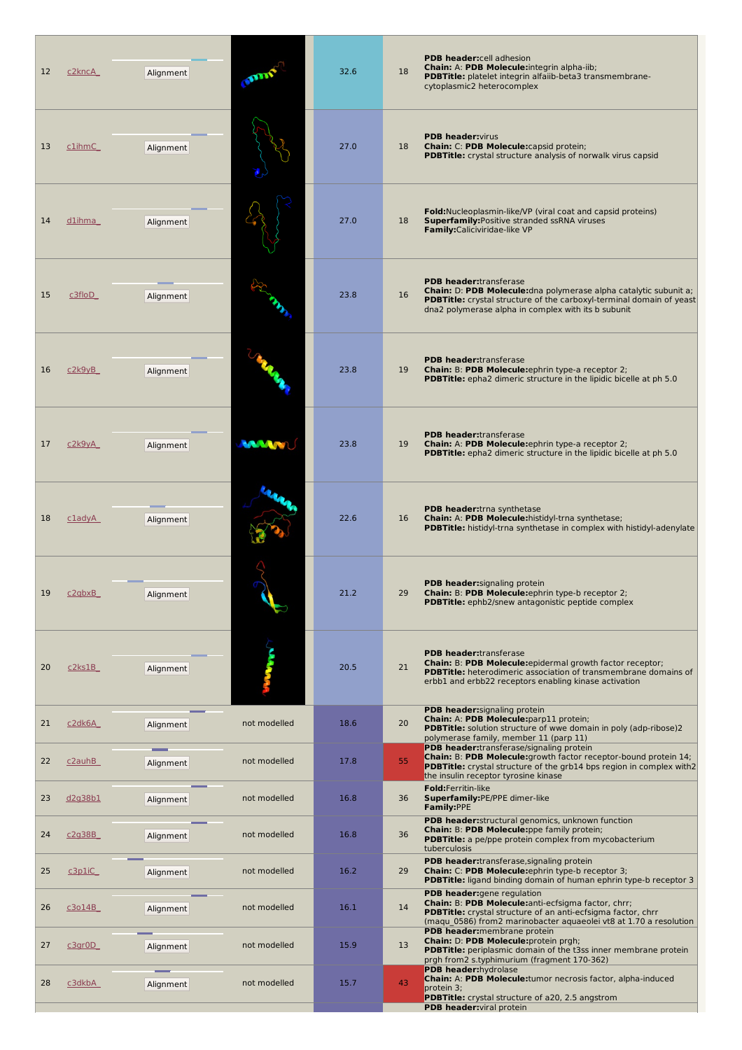| # | Template | Alignment | 3D Model | Confidence | % i.d. | Template Information |
|---|---|---|---|---|---|---|
| 12 | c2kncA_ | Alignment | | 32.6 | 18 | **PDB header:**cell adhesion **Chain:** A: **PDB Molecule:**integrin alpha-iib; **PDBTitle:** platelet integrin alfaiib-beta3 transmembrane-cytoplasmic2 heterocomplex |
| 13 | c1ihmC_ | Alignment | | 27.0 | 18 | **PDB header:**virus **Chain:** C: **PDB Molecule:**capsid protein; **PDBTitle:** crystal structure analysis of norwalk virus capsid |
| 14 | d1ihma_ | Alignment | | 27.0 | 18 | **Fold:**Nucleoplasmin-like/VP (viral coat and capsid proteins) **Superfamily:**Positive stranded ssRNA viruses **Family:**Caliciviridae-like VP |
| 15 | c3floD_ | Alignment | | 23.8 | 16 | **PDB header:**transferase **Chain:** D: **PDB Molecule:**dna polymerase alpha catalytic subunit a; **PDBTitle:** crystal structure of the carboxyl-terminal domain of yeast dna2 polymerase alpha in complex with its b subunit |
| 16 | c2k9yB_ | Alignment | | 23.8 | 19 | **PDB header:**transferase **Chain:** B: **PDB Molecule:**ephrin type-a receptor 2; **PDBTitle:** epha2 dimeric structure in the lipidic bicelle at ph 5.0 |
| 17 | c2k9yA_ | Alignment | | 23.8 | 19 | **PDB header:**transferase **Chain:** A: **PDB Molecule:**ephrin type-a receptor 2; **PDBTitle:** epha2 dimeric structure in the lipidic bicelle at ph 5.0 |
| 18 | c1adyA_ | Alignment | | 22.6 | 16 | **PDB header:**trna synthetase **Chain:** A: **PDB Molecule:**histidyl-trna synthetase; **PDBTitle:** histidyl-trna synthetase in complex with histidyl-adenylate |
| 19 | c2qbxB_ | Alignment | | 21.2 | 29 | **PDB header:**signaling protein **Chain:** B: **PDB Molecule:**ephrin type-b receptor 2; **PDBTitle:** ephb2/snew antagonistic peptide complex |
| 20 | c2ks1B_ | Alignment | | 20.5 | 21 | **PDB header:**transferase **Chain:** B: **PDB Molecule:**epidermal growth factor receptor; **PDBTitle:** heterodimeric association of transmembrane domains of erbb1 and erbb22 receptors enabling kinase activation |
| 21 | c2dk6A_ | Alignment | not modelled | 18.6 | 20 | **PDB header:**signaling protein **Chain:** A: **PDB Molecule:**parp11 protein; **PDBTitle:** solution structure of wwe domain in poly (adp-ribose)2 polymerase family, member 11 (parp 11) |
| 22 | c2auhB_ | Alignment | not modelled | 17.8 | 55 | **PDB header:**transferase/signaling protein **Chain:** B: **PDB Molecule:**growth factor receptor-bound protein 14; **PDBTitle:** crystal structure of the grb14 bps region in complex with2 the insulin receptor tyrosine kinase |
| 23 | d2g38b1 | Alignment | not modelled | 16.8 | 36 | **Fold:**Ferritin-like **Superfamily:**PE/PPE dimer-like **Family:**PPE |
| 24 | c2g38B_ | Alignment | not modelled | 16.8 | 36 | **PDB header:**structural genomics, unknown function **Chain:** B: **PDB Molecule:**ppe family protein; **PDBTitle:** a pe/ppe protein complex from mycobacterium tuberculosis |
| 25 | c3p1iC_ | Alignment | not modelled | 16.2 | 29 | **PDB header:**transferase,signaling protein **Chain:** C: **PDB Molecule:**ephrin type-b receptor 3; **PDBTitle:** ligand binding domain of human ephrin type-b receptor 3 |
| 26 | c3o14B_ | Alignment | not modelled | 16.1 | 14 | **PDB header:**gene regulation **Chain:** B: **PDB Molecule:**anti-ecfsigma factor, chrr; **PDBTitle:** crystal structure of an anti-ecfsigma factor, chrr (maqu_0586) from2 marinobacter aquaeolei vt8 at 1.70 a resolution |
| 27 | c3gr0D_ | Alignment | not modelled | 15.9 | 13 | **PDB header:**membrane protein **Chain:** D: **PDB Molecule:**protein prgh; **PDBTitle:** periplasmic domain of the t3ss inner membrane protein prgh from2 s.typhimurium (fragment 170-362) |
| 28 | c3dkbA_ | Alignment | not modelled | 15.7 | 43 | **PDB header:**hydrolase **Chain:** A: **PDB Molecule:**tumor necrosis factor, alpha-induced protein 3; **PDBTitle:** crystal structure of a20, 2.5 angstrom |
| | | | | | | **PDB header:**viral protein |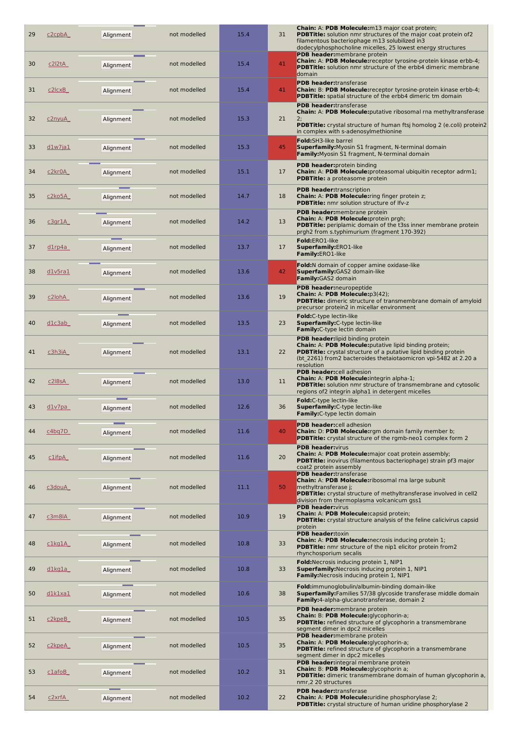| 29 | c2cpbA_ | Alignment | not modelled | 15.4 | 31 | **Chain:** A: **PDB Molecule:**m13 major coat protein; **PDBTitle:** solution nmr structures of the major coat protein of2 filamentous bacteriophage m13 solubilized in3 dodecylphosphocholine micelles, 25 lowest energy structures |
|---|---|---|---|---|---|---|
| 30 | c2l2tA_ | Alignment | not modelled | 15.4 | 41 | **PDB header:**membrane protein **Chain:** A: **PDB Molecule:**receptor tyrosine-protein kinase erbb-4; **PDBTitle:** solution nmr structure of the erbb4 dimeric membrane domain |
| 31 | c2lcxB_ | Alignment | not modelled | 15.4 | 41 | **PDB header:**transferase **Chain:** B: **PDB Molecule:**receptor tyrosine-protein kinase erbb-4; **PDBTitle:** spatial structure of the erbb4 dimeric tm domain |
| 32 | c2nyuA_ | Alignment | not modelled | 15.3 | 21 | **PDB header:**transferase **Chain:** A: **PDB Molecule:**putative ribosomal rna methyltransferase 2; **PDBTitle:** crystal structure of human ftsj homolog 2 (e.coli) protein2 in complex with s-adenosylmethionine |
| 33 | d1w7ja1 | Alignment | not modelled | 15.3 | 45 | **Fold:**SH3-like barrel **Superfamily:**Myosin S1 fragment, N-terminal domain **Family:**Myosin S1 fragment, N-terminal domain |
| 34 | c2kr0A_ | Alignment | not modelled | 15.1 | 17 | **PDB header:**protein binding **Chain:** A: **PDB Molecule:**proteasomal ubiquitin receptor adrm1; **PDBTitle:** a proteasome protein |
| 35 | c2ko5A_ | Alignment | not modelled | 14.7 | 18 | **PDB header:**transcription **Chain:** A: **PDB Molecule:**ring finger protein z; **PDBTitle:** nmr solution structure of lfv-z |
| 36 | c3gr1A_ | Alignment | not modelled | 14.2 | 13 | **PDB header:**membrane protein **Chain:** A: **PDB Molecule:**protein prgh; **PDBTitle:** periplamic domain of the t3ss inner membrane protein prgh2 from s.typhimurium (fragment 170-392) |
| 37 | d1rp4a_ | Alignment | not modelled | 13.7 | 17 | **Fold:**ERO1-like **Superfamily:**ERO1-like **Family:**ERO1-like |
| 38 | d1v5ra1 | Alignment | not modelled | 13.6 | 42 | **Fold:**N domain of copper amine oxidase-like **Superfamily:**GAS2 domain-like **Family:**GAS2 domain |
| 39 | c2lohA_ | Alignment | not modelled | 13.6 | 19 | **PDB header:**neuropeptide **Chain:** A: **PDB Molecule:**p3(42); **PDBTitle:** dimeric structure of transmembrane domain of amyloid precursor protein2 in micellar environment |
| 40 | d1c3ab_ | Alignment | not modelled | 13.5 | 23 | **Fold:**C-type lectin-like **Superfamily:**C-type lectin-like **Family:**C-type lectin domain |
| 41 | c3h3iA_ | Alignment | not modelled | 13.1 | 22 | **PDB header:**lipid binding protein **Chain:** A: **PDB Molecule:**putative lipid binding protein; **PDBTitle:** crystal structure of a putative lipid binding protein (bt_2261) from2 bacteroides thetaiotaomicron vpi-5482 at 2.20 a resolution |
| 42 | c2l8sA_ | Alignment | not modelled | 13.0 | 11 | **PDB header:**cell adhesion **Chain:** A: **PDB Molecule:**integrin alpha-1; **PDBTitle:** solution nmr structure of transmembrane and cytosolic regions of2 integrin alpha1 in detergent micelles |
| 43 | d1v7pa_ | Alignment | not modelled | 12.6 | 36 | **Fold:**C-type lectin-like **Superfamily:**C-type lectin-like **Family:**C-type lectin domain |
| 44 | c4bq7D_ | Alignment | not modelled | 11.6 | 40 | **PDB header:**cell adhesion **Chain:** D: **PDB Molecule:**rgm domain family member b; **PDBTitle:** crystal structure of the rgmb-neo1 complex form 2 |
| 45 | c1ifpA_ | Alignment | not modelled | 11.6 | 20 | **PDB header:**virus **Chain:** A: **PDB Molecule:**major coat protein assembly; **PDBTitle:** inovirus (filamentous bacteriophage) strain pf3 major coat2 protein assembly |
| 46 | c3douA_ | Alignment | not modelled | 11.1 | 50 | **PDB header:**transferase **Chain:** A: **PDB Molecule:**ribosomal rna large subunit methyltransferase j; **PDBTitle:** crystal structure of methyltransferase involved in cell2 division from thermoplasma volcanicum gss1 |
| 47 | c3m8lA_ | Alignment | not modelled | 10.9 | 19 | **PDB header:**virus **Chain:** A: **PDB Molecule:**capsid protein; **PDBTitle:** crystal structure analysis of the feline calicivirus capsid protein |
| 48 | c1kg1A_ | Alignment | not modelled | 10.8 | 33 | **PDB header:**toxin **Chain:** A: **PDB Molecule:**necrosis inducing protein 1; **PDBTitle:** nmr structure of the nip1 elicitor protein from2 rhynchosporium secalis |
| 49 | d1kg1a_ | Alignment | not modelled | 10.8 | 33 | **Fold:**Necrosis inducing protein 1, NIP1 **Superfamily:**Necrosis inducing protein 1, NIP1 **Family:**Necrosis inducing protein 1, NIP1 |
| 50 | d1k1xa1 | Alignment | not modelled | 10.6 | 38 | **Fold:**immunoglobulin/albumin-binding domain-like **Superfamily:**Families 57/38 glycoside transferase middle domain **Family:**4-alpha-glucanotransferase, domain 2 |
| 51 | c2kpeB_ | Alignment | not modelled | 10.5 | 35 | **PDB header:**membrane protein **Chain:** B: **PDB Molecule:**glycophorin-a; **PDBTitle:** refined structure of glycophorin a transmembrane segment dimer in dpc2 micelles |
| 52 | c2kpeA_ | Alignment | not modelled | 10.5 | 35 | **PDB header:**membrane protein **Chain:** A: **PDB Molecule:**glycophorin-a; **PDBTitle:** refined structure of glycophorin a transmembrane segment dimer in dpc2 micelles |
| 53 | c1afoB_ | Alignment | not modelled | 10.2 | 31 | **PDB header:**integral membrane protein **Chain:** B: **PDB Molecule:**glycophorin a; **PDBTitle:** dimeric transmembrane domain of human glycophorin a, nmr,2 20 structures |
| 54 | c2xrfA_ | Alignment | not modelled | 10.2 | 22 | **PDB header:**transferase **Chain:** A: **PDB Molecule:**uridine phosphorylase 2; **PDBTitle:** crystal structure of human uridine phosphorylase 2 |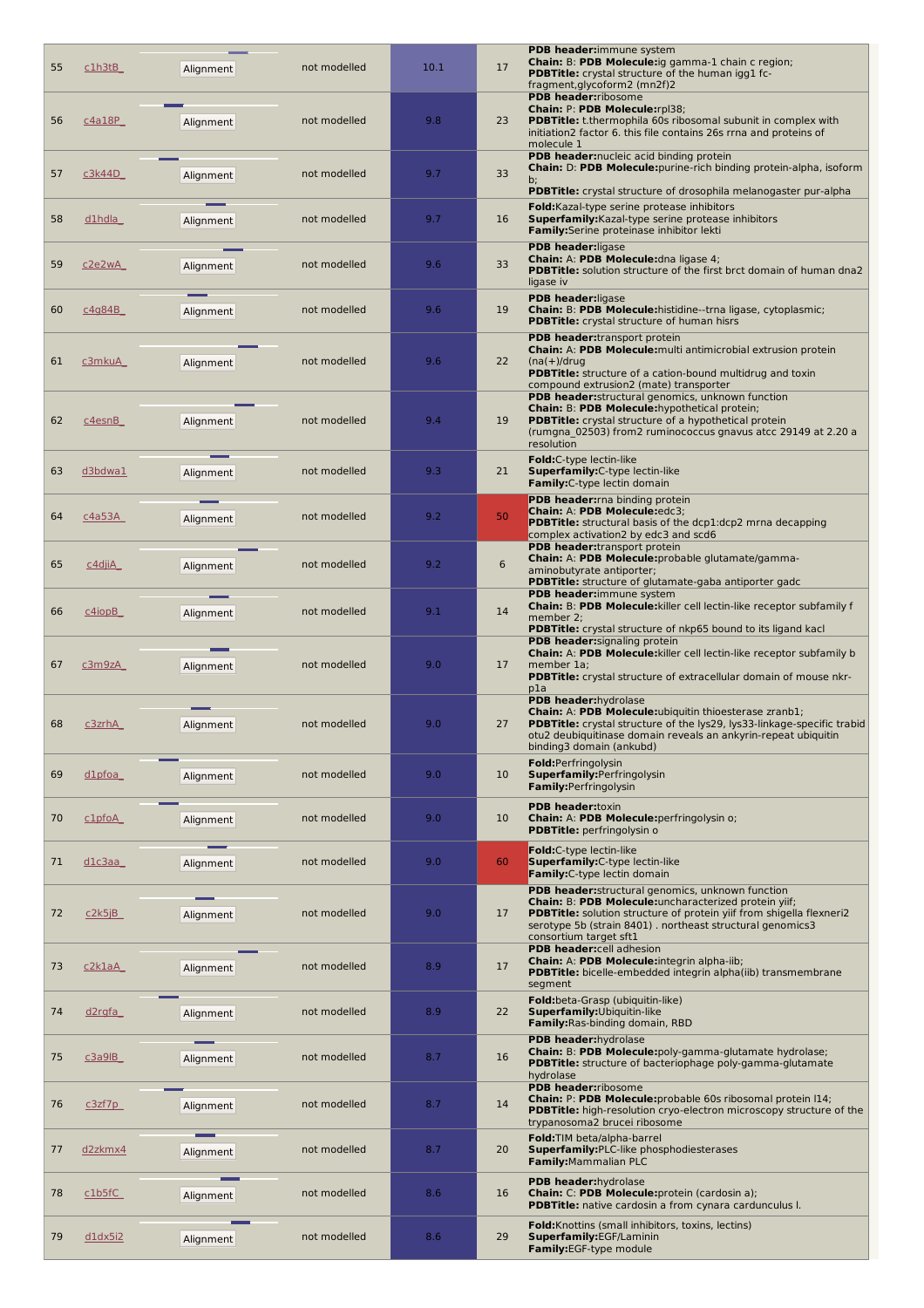| 55 | c1h3tB_ | Alignment | not modelled | 10.1 | 17 | **PDB header:** immune system **Chain:** B: **PDB Molecule:** ig gamma-1 chain c region; **PDBTitle:** crystal structure of the human igg1 fc-fragment,glycoform2 (mn2f)2 |
|---|---|---|---|---|---|---|
| 56 | c4a18P_ | Alignment | not modelled | 9.8 | 23 | **PDB header:** ribosome **Chain:** P: **PDB Molecule:** rpl38; **PDBTitle:** t.thermophila 60s ribosomal subunit in complex with initiation2 factor 6. this file contains 26s rrna and proteins of molecule 1 |
| 57 | c3k44D_ | Alignment | not modelled | 9.7 | 33 | **PDB header:** nucleic acid binding protein **Chain:** D: **PDB Molecule:** purine-rich binding protein-alpha, isoform b; **PDBTitle:** crystal structure of drosophila melanogaster pur-alpha |
| 58 | d1hdla_ | Alignment | not modelled | 9.7 | 16 | **Fold:** Kazal-type serine protease inhibitors **Superfamily:** Kazal-type serine protease inhibitors **Family:** Serine proteinase inhibitor lekti |
| 59 | c2e2wA_ | Alignment | not modelled | 9.6 | 33 | **PDB header:** ligase **Chain:** A: **PDB Molecule:** dna ligase 4; **PDBTitle:** solution structure of the first brct domain of human dna2 ligase iv |
| 60 | c4g84B_ | Alignment | not modelled | 9.6 | 19 | **PDB header:** ligase **Chain:** B: **PDB Molecule:** histidine--trna ligase, cytoplasmic; **PDBTitle:** crystal structure of human hisrs |
| 61 | c3mkuA_ | Alignment | not modelled | 9.6 | 22 | **PDB header:** transport protein **Chain:** A: **PDB Molecule:** multi antimicrobial extrusion protein (na(+)/drug **PDBTitle:** structure of a cation-bound multidrug and toxin compound extrusion2 (mate) transporter |
| 62 | c4esnB_ | Alignment | not modelled | 9.4 | 19 | **PDB header:** structural genomics, unknown function **Chain:** B: **PDB Molecule:** hypothetical protein; **PDBTitle:** crystal structure of a hypothetical protein (rumgna_02503) from2 ruminococcus gnavus atcc 29149 at 2.20 a resolution |
| 63 | d3bdwa1 | Alignment | not modelled | 9.3 | 21 | **Fold:** C-type lectin-like **Superfamily:** C-type lectin-like **Family:** C-type lectin domain |
| 64 | c4a53A_ | Alignment | not modelled | 9.2 | 50 | **PDB header:** rna binding protein **Chain:** A: **PDB Molecule:** edc3; **PDBTitle:** structural basis of the dcp1:dcp2 mrna decapping complex activation2 by edc3 and scd6 |
| 65 | c4djiA_ | Alignment | not modelled | 9.2 | 6 | **PDB header:** transport protein **Chain:** A: **PDB Molecule:** probable glutamate/gamma-aminobutyrate antiporter; **PDBTitle:** structure of glutamate-gaba antiporter gadc |
| 66 | c4iopB_ | Alignment | not modelled | 9.1 | 14 | **PDB header:** immune system **Chain:** B: **PDB Molecule:** killer cell lectin-like receptor subfamily f member 2; **PDBTitle:** crystal structure of nkp65 bound to its ligand kacl |
| 67 | c3m9zA_ | Alignment | not modelled | 9.0 | 17 | **PDB header:** signaling protein **Chain:** A: **PDB Molecule:** killer cell lectin-like receptor subfamily b member 1a; **PDBTitle:** crystal structure of extracellular domain of mouse nkr-p1a |
| 68 | c3zrhA_ | Alignment | not modelled | 9.0 | 27 | **PDB header:** hydrolase **Chain:** A: **PDB Molecule:** ubiquitin thioesterase zranb1; **PDBTitle:** crystal structure of the lys29, lys33-linkage-specific trabid otu2 deubiquitinase domain reveals an ankyrin-repeat ubiquitin binding3 domain (ankubd) |
| 69 | d1pfoa_ | Alignment | not modelled | 9.0 | 10 | **Fold:** Perfringolysin **Superfamily:** Perfringolysin **Family:** Perfringolysin |
| 70 | c1pfoA_ | Alignment | not modelled | 9.0 | 10 | **PDB header:** toxin **Chain:** A: **PDB Molecule:** perfringolysin o; **PDBTitle:** perfringolysin o |
| 71 | d1c3aa_ | Alignment | not modelled | 9.0 | 60 | **Fold:** C-type lectin-like **Superfamily:** C-type lectin-like **Family:** C-type lectin domain |
| 72 | c2k5jB_ | Alignment | not modelled | 9.0 | 17 | **PDB header:** structural genomics, unknown function **Chain:** B: **PDB Molecule:** uncharacterized protein yiif; **PDBTitle:** solution structure of protein yiif from shigella flexneri2 serotype 5b (strain 8401) . northeast structural genomics3 consortium target sft1 |
| 73 | c2k1aA_ | Alignment | not modelled | 8.9 | 17 | **PDB header:** cell adhesion **Chain:** A: **PDB Molecule:** integrin alpha-iib; **PDBTitle:** bicelle-embedded integrin alpha(iib) transmembrane segment |
| 74 | d2rgfa_ | Alignment | not modelled | 8.9 | 22 | **Fold:** beta-Grasp (ubiquitin-like) **Superfamily:** Ubiquitin-like **Family:** Ras-binding domain, RBD |
| 75 | c3a9lB_ | Alignment | not modelled | 8.7 | 16 | **PDB header:** hydrolase **Chain:** B: **PDB Molecule:** poly-gamma-glutamate hydrolase; **PDBTitle:** structure of bacteriophage poly-gamma-glutamate hydrolase |
| 76 | c3zf7p_ | Alignment | not modelled | 8.7 | 14 | **PDB header:** ribosome **Chain:** P: **PDB Molecule:** probable 60s ribosomal protein l14; **PDBTitle:** high-resolution cryo-electron microscopy structure of the trypanosoma2 brucei ribosome |
| 77 | d2zkmx4 | Alignment | not modelled | 8.7 | 20 | **Fold:** TIM beta/alpha-barrel **Superfamily:** PLC-like phosphodiesterases **Family:** Mammalian PLC |
| 78 | c1b5fC_ | Alignment | not modelled | 8.6 | 16 | **PDB header:** hydrolase **Chain:** C: **PDB Molecule:** protein (cardosin a); **PDBTitle:** native cardosin a from cynara cardunculus l. |
| 79 | d1dx5i2 | Alignment | not modelled | 8.6 | 29 | **Fold:** Knottins (small inhibitors, toxins, lectins) **Superfamily:** EGF/Laminin **Family:** EGF-type module |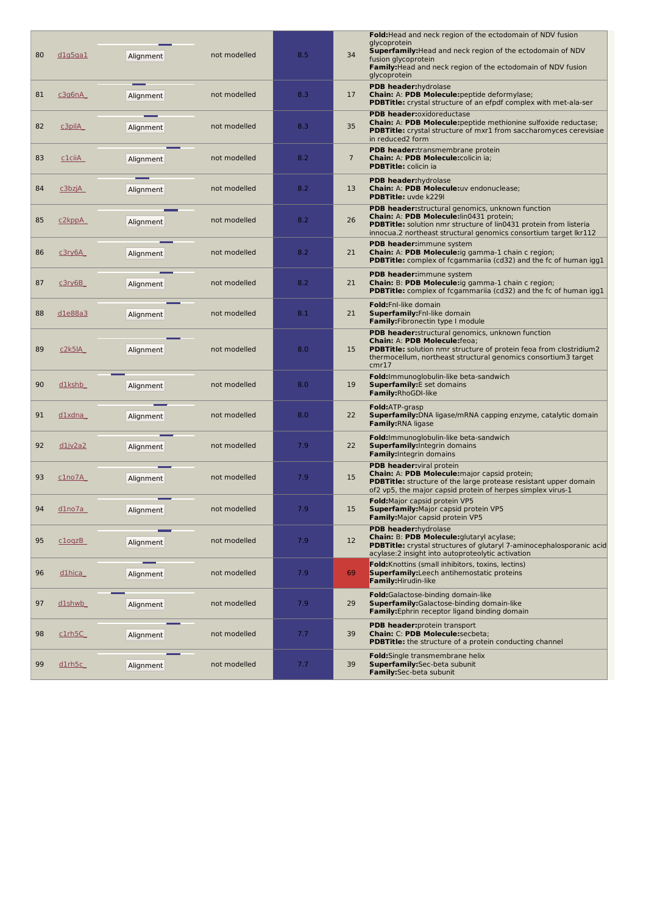| | | | | | | |
|---|---|---|---|---|---|---|
| 80 | d1g5ga1 | Alignment | not modelled | 8.5 | 34 | **Fold:**Head and neck region of the ectodomain of NDV fusion glycoprotein **Superfamily:**Head and neck region of the ectodomain of NDV fusion glycoprotein **Family:**Head and neck region of the ectodomain of NDV fusion glycoprotein |
| 81 | c3g6nA_ | Alignment | not modelled | 8.3 | 17 | **PDB header:**hydrolase **Chain:** A: **PDB Molecule:**peptide deformylase; **PDBTitle:** crystal structure of an efpdf complex with met-ala-ser |
| 82 | c3pilA_ | Alignment | not modelled | 8.3 | 35 | **PDB header:**oxidoreductase **Chain:** A: **PDB Molecule:**peptide methionine sulfoxide reductase; **PDBTitle:** crystal structure of mxr1 from saccharomyces cerevisiae in reduced2 form |
| 83 | c1ciiA_ | Alignment | not modelled | 8.2 | 7 | **PDB header:**transmembrane protein **Chain:** A: **PDB Molecule:**colicin ia; **PDBTitle:** colicin ia |
| 84 | c3bzjA_ | Alignment | not modelled | 8.2 | 13 | **PDB header:**hydrolase **Chain:** A: **PDB Molecule:**uv endonuclease; **PDBTitle:** uvde k229l |
| 85 | c2kppA_ | Alignment | not modelled | 8.2 | 26 | **PDB header:**structural genomics, unknown function **Chain:** A: **PDB Molecule:**lin0431 protein; **PDBTitle:** solution nmr structure of lin0431 protein from listeria innocua.2 northeast structural genomics consortium target lkr112 |
| 86 | c3ry6A_ | Alignment | not modelled | 8.2 | 21 | **PDB header:**immune system **Chain:** A: **PDB Molecule:**ig gamma-1 chain c region; **PDBTitle:** complex of fcgammariia (cd32) and the fc of human igg1 |
| 87 | c3ry6B_ | Alignment | not modelled | 8.2 | 21 | **PDB header:**immune system **Chain:** B: **PDB Molecule:**ig gamma-1 chain c region; **PDBTitle:** complex of fcgammariia (cd32) and the fc of human igg1 |
| 88 | d1e88a3 | Alignment | not modelled | 8.1 | 21 | **Fold:**FnI-like domain **Superfamily:**FnI-like domain **Family:**Fibronectin type I module |
| 89 | c2k5lA_ | Alignment | not modelled | 8.0 | 15 | **PDB header:**structural genomics, unknown function **Chain:** A: **PDB Molecule:**feoa; **PDBTitle:** solution nmr structure of protein feoa from clostridium2 thermocellum, northeast structural genomics consortium3 target cmr17 |
| 90 | d1kshb_ | Alignment | not modelled | 8.0 | 19 | **Fold:**Immunoglobulin-like beta-sandwich **Superfamily:**E set domains **Family:**RhoGDI-like |
| 91 | d1xdna_ | Alignment | not modelled | 8.0 | 22 | **Fold:**ATP-grasp **Superfamily:**DNA ligase/mRNA capping enzyme, catalytic domain **Family:**RNA ligase |
| 92 | d1jv2a2 | Alignment | not modelled | 7.9 | 22 | **Fold:**Immunoglobulin-like beta-sandwich **Superfamily:**Integrin domains **Family:**Integrin domains |
| 93 | c1no7A_ | Alignment | not modelled | 7.9 | 15 | **PDB header:**viral protein **Chain:** A: **PDB Molecule:**major capsid protein; **PDBTitle:** structure of the large protease resistant upper domain of2 vp5, the major capsid protein of herpes simplex virus-1 |
| 94 | d1no7a_ | Alignment | not modelled | 7.9 | 15 | **Fold:**Major capsid protein VP5 **Superfamily:**Major capsid protein VP5 **Family:**Major capsid protein VP5 |
| 95 | c1oqzB_ | Alignment | not modelled | 7.9 | 12 | **PDB header:**hydrolase **Chain:** B: **PDB Molecule:**glutaryl acylase; **PDBTitle:** crystal structures of glutaryl 7-aminocephalosporanic acid acylase:2 insight into autoproteolytic activation |
| 96 | d1hica_ | Alignment | not modelled | 7.9 | 69 | **Fold:**Knottins (small inhibitors, toxins, lectins) **Superfamily:**Leech antihemostatic proteins **Family:**Hirudin-like |
| 97 | d1shwb_ | Alignment | not modelled | 7.9 | 29 | **Fold:**Galactose-binding domain-like **Superfamily:**Galactose-binding domain-like **Family:**Ephrin receptor ligand binding domain |
| 98 | c1rh5C_ | Alignment | not modelled | 7.7 | 39 | **PDB header:**protein transport **Chain:** C: **PDB Molecule:**secbeta; **PDBTitle:** the structure of a protein conducting channel |
| 99 | d1rh5c_ | Alignment | not modelled | 7.7 | 39 | **Fold:**Single transmembrane helix **Superfamily:**Sec-beta subunit **Family:**Sec-beta subunit |